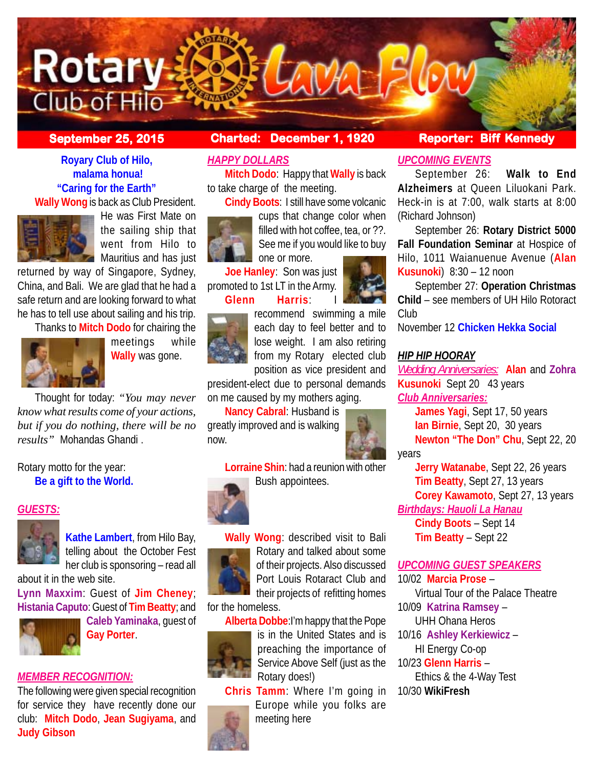# Rotary Club of Hilo Lava Flow

**September 25, 2015** | **Charted: December 1, 1920** | **Reporter: Biff Kennedy**

**Royary Club of Hilo,**
**malama honua!**
**"Caring for the Earth"**

**Wally Wong** is back as Club President. He was First Mate on the sailing ship that went from Hilo to Mauritius and has just returned by way of Singapore, Sydney, China, and Bali. We are glad that he had a safe return and are looking forward to what he has to tell use about sailing and his trip.

Thanks to **Mitch Dodo** for chairing the meetings while **Wally** was gone.

Thought for today: *"You may never know what results come of your actions, but if you do nothing, there will be no results"* Mohandas Ghandi .

Rotary motto for the year:
**Be a gift to the World.**

## *GUESTS:*

**Kathe Lambert**, from Hilo Bay, telling about the October Fest her club is sponsoring – read all about it in the web site.

**Lynn Maxxim**: Guest of **Jim Cheney**; **Histania Caputo**: Guest of **Tim Beatty**; and **Caleb Yaminaka**, guest of **Gay Porter**.

## *MEMBER RECOGNITION:*

The following were given special recognition for service they have recently done our club: **Mitch Dodo**, **Jean Sugiyama**, and **Judy Gibson**

## *HAPPY DOLLARS*

**Mitch Dodo**: Happy that **Wally** is back to take charge of the meeting.

**Cindy Boots**: I still have some volcanic cups that change color when filled with hot coffee, tea, or ??. See me if you would like to buy one or more.

**Joe Hanley**: Son was just promoted to 1st LT in the Army.

**Glenn Harris**: I recommend swimming a mile each day to feel better and to lose weight. I am also retiring from my Rotary elected club position as vice president and president-elect due to personal demands on me caused by my mothers aging.

**Nancy Cabral**: Husband is greatly improved and is walking now.

**Lorraine Shin**: had a reunion with other Bush appointees.

**Wally Wong**: described visit to Bali Rotary and talked about some of their projects. Also discussed Port Louis Rotaract Club and their projects of refitting homes for the homeless.

**Alberta Dobbe**:I'm happy that the Pope is in the United States and is preaching the importance of Service Above Self (just as the Rotary does!)

**Chris Tamm**: Where I'm going in Europe while you folks are meeting here

## *UPCOMING EVENTS*

September 26: **Walk to End Alzheimers** at Queen Liluokani Park. Heck-in is at 7:00, walk starts at 8:00 (Richard Johnson)

September 26: **Rotary District 5000 Fall Foundation Seminar** at Hospice of Hilo, 1011 Waianuenue Avenue (**Alan Kusunoki**) 8:30 – 12 noon

September 27: **Operation Christmas Child** – see members of UH Hilo Rotoract Club

November 12 **Chicken Hekka Social**

## *HIP HIP HOORAY*

*Wedding Anniversaries:* **Alan** and **Zohra Kusunoki** Sept 20 43 years

*Club Anniversaries:*

**James Yagi**, Sept 17, 50 years
**Ian Birnie**, Sept 20, 30 years
**Newton "The Don" Chu**, Sept 22, 20 years
**Jerry Watanabe**, Sept 22, 26 years
**Tim Beatty**, Sept 27, 13 years
**Corey Kawamoto**, Sept 27, 13 years

*Birthdays: Hauoli La Hanau*

**Cindy Boots** – Sept 14
**Tim Beatty** – Sept 22

## *UPCOMING GUEST SPEAKERS*

10/02 **Marcia Prose** – Virtual Tour of the Palace Theatre
10/09 **Katrina Ramsey** – UHH Ohana Heros
10/16 **Ashley Kerkiewicz** – HI Energy Co-op
10/23 **Glenn Harris** – Ethics & the 4-Way Test
10/30 **WikiFresh**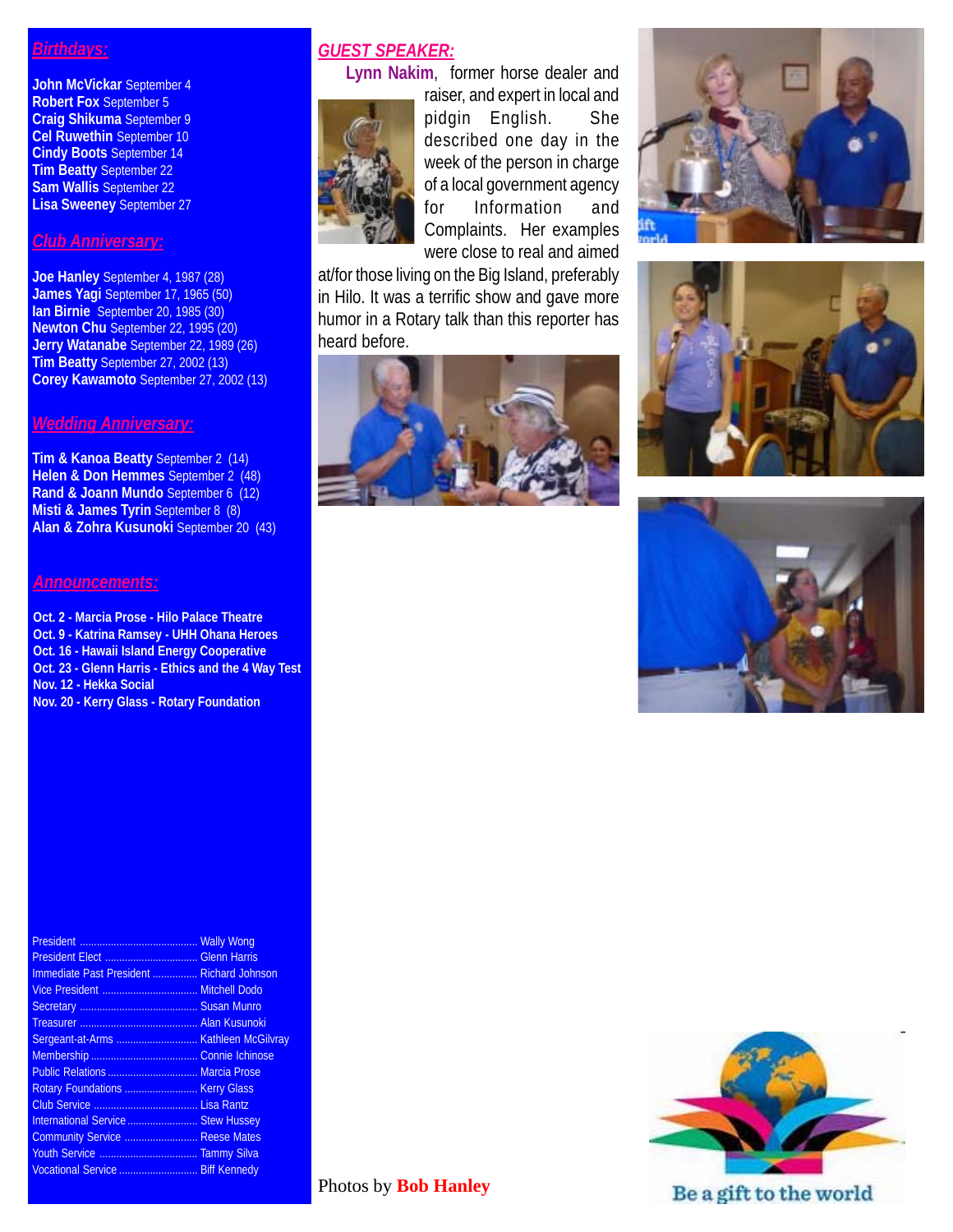## *Birthdays:*

**John McVickar** September 4
**Robert Fox** September 5
**Craig Shikuma** September 9
**Cel Ruwethin** September 10
**Cindy Boots** September 14
**Tim Beatty** September 22
**Sam Wallis** September 22
**Lisa Sweeney** September 27

## *Club Anniversary:*

**Joe Hanley** September 4, 1987 (28)
**James Yagi** September 17, 1965 (50)
**Ian Birnie** September 20, 1985 (30)
**Newton Chu** September 22, 1995 (20)
**Jerry Watanabe** September 22, 1989 (26)
**Tim Beatty** September 27, 2002 (13)
**Corey Kawamoto** September 27, 2002 (13)

## *Wedding Anniversary:*

**Tim & Kanoa Beatty** September 2 (14)
**Helen & Don Hemmes** September 2 (48)
**Rand & Joann Mundo** September 6 (12)
**Misti & James Tyrin** September 8 (8)
**Alan & Zohra Kusunoki** September 20 (43)

## *Announcements:*

**Oct. 2 - Marcia Prose - Hilo Palace Theatre**
**Oct. 9 - Katrina Ramsey - UHH Ohana Heroes**
**Oct. 16 - Hawaii Island Energy Cooperative**
**Oct. 23 - Glenn Harris - Ethics and the 4 Way Test**
**Nov. 12 - Hekka Social**
**Nov. 20 - Kerry Glass - Rotary Foundation**

| | |
|---|---|
| President | Wally Wong |
| President Elect | Glenn Harris |
| Immediate Past President | Richard Johnson |
| Vice President | Mitchell Dodo |
| Secretary | Susan Munro |
| Treasurer | Alan Kusunoki |
| Sergeant-at-Arms | Kathleen McGilvray |
| Membership | Connie Ichinose |
| Public Relations | Marcia Prose |
| Rotary Foundations | Kerry Glass |
| Club Service | Lisa Rantz |
| International Service | Stew Hussey |
| Community Service | Reese Mates |
| Youth Service | Tammy Silva |
| Vocational Service | Biff Kennedy |

## *GUEST SPEAKER:*

**Lynn Nakim**, former horse dealer and raiser, and expert in local and pidgin English. She described one day in the week of the person in charge of a local government agency for Information and Complaints. Her examples were close to real and aimed at/for those living on the Big Island, preferably in Hilo. It was a terrific show and gave more humor in a Rotary talk than this reporter has heard before.

Photos by **Bob Hanley**

Be a gift to the world